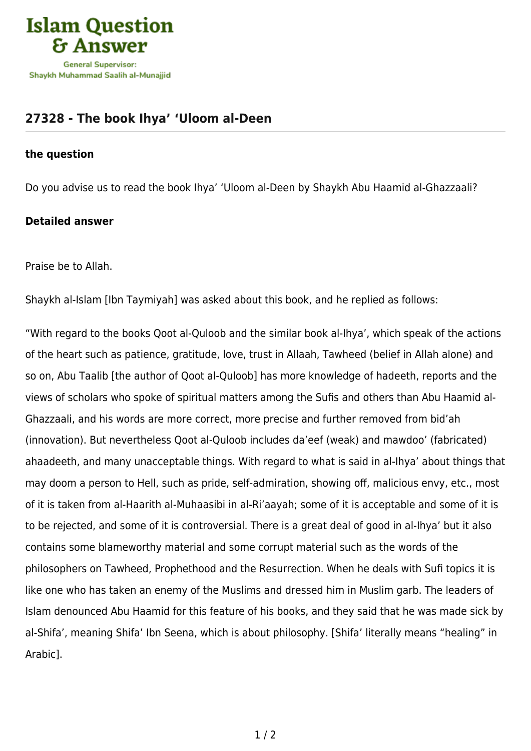## 27328 - The book Ihya' 'Uloom al-Deen

### the question

Do you advise us to read the book Ihya' 'Uloom al-Deen by Shaykh Abu Haamid al-Ghazzaali?

### Detailed answer

Praise be to Allah.

Shaykh al-Islam [Ibn Taymiyah] was asked about this book, and he replied as follows:

"With regard to the books Qoot al-Quloob and the similar book al-Ihya', which speak of the actions of the heart such as patience, gratitude, love, trust in Allaah, Tawheed (belief in Allah alone) and so on, Abu Taalib [the author of Qoot al-Quloob] has more knowledge of hadeeth, reports and the views of scholars who spoke of spiritual matters among the Sufis and others than Abu Haamid al-Ghazzaali, and his words are more correct, more precise and further removed from bid'ah (innovation). But nevertheless Qoot al-Quloob includes da'eef (weak) and mawdoo' (fabricated) ahaadeeth, and many unacceptable things. With regard to what is said in al-Ihya' about things that may doom a person to Hell, such as pride, self-admiration, showing off, malicious envy, etc., most of it is taken from al-Haarith al-Muhaasibi in al-Ri'aayah; some of it is acceptable and some of it is to be rejected, and some of it is controversial. There is a great deal of good in al-Ihya' but it also contains some blameworthy material and some corrupt material such as the words of the philosophers on Tawheed, Prophethood and the Resurrection. When he deals with Sufi topics it is like one who has taken an enemy of the Muslims and dressed him in Muslim garb. The leaders of Islam denounced Abu Haamid for this feature of his books, and they said that he was made sick by al-Shifa', meaning Shifa' Ibn Seena, which is about philosophy. [Shifa' literally means "healing" in Arabic].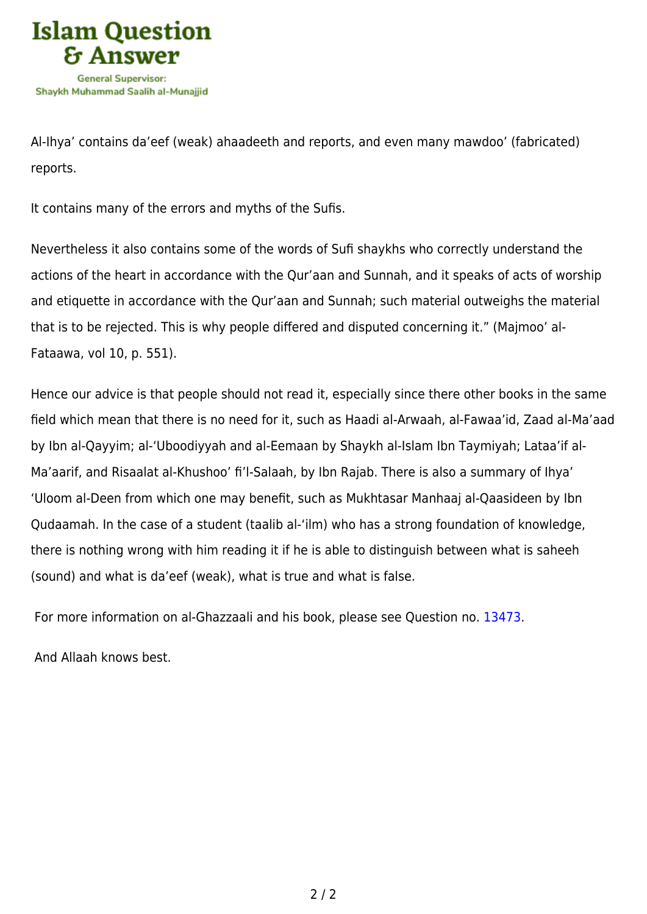Al-Ihya' contains da'eef (weak) ahaadeeth and reports, and even many mawdoo' (fabricated) reports.

It contains many of the errors and myths of the Sufis.

Nevertheless it also contains some of the words of Sufi shaykhs who correctly understand the actions of the heart in accordance with the Qur'aan and Sunnah, and it speaks of acts of worship and etiquette in accordance with the Qur'aan and Sunnah; such material outweighs the material that is to be rejected. This is why people differed and disputed concerning it." (Majmoo' al-Fataawa, vol 10, p. 551).

Hence our advice is that people should not read it, especially since there other books in the same field which mean that there is no need for it, such as Haadi al-Arwaah, al-Fawaa'id, Zaad al-Ma'aad by Ibn al-Qayyim; al-'Uboodiyyah and al-Eemaan by Shaykh al-Islam Ibn Taymiyah; Lataa'if al-Ma'aarif, and Risaalat al-Khushoo' fi'l-Salaah, by Ibn Rajab. There is also a summary of Ihya' 'Uloom al-Deen from which one may benefit, such as Mukhtasar Manhaaj al-Qaasideen by Ibn Qudaamah. In the case of a student (taalib al-'ilm) who has a strong foundation of knowledge, there is nothing wrong with him reading it if he is able to distinguish between what is saheeh (sound) and what is da'eef (weak), what is true and what is false.

For more information on al-Ghazzaali and his book, please see Question no. 13473.

And Allaah knows best.